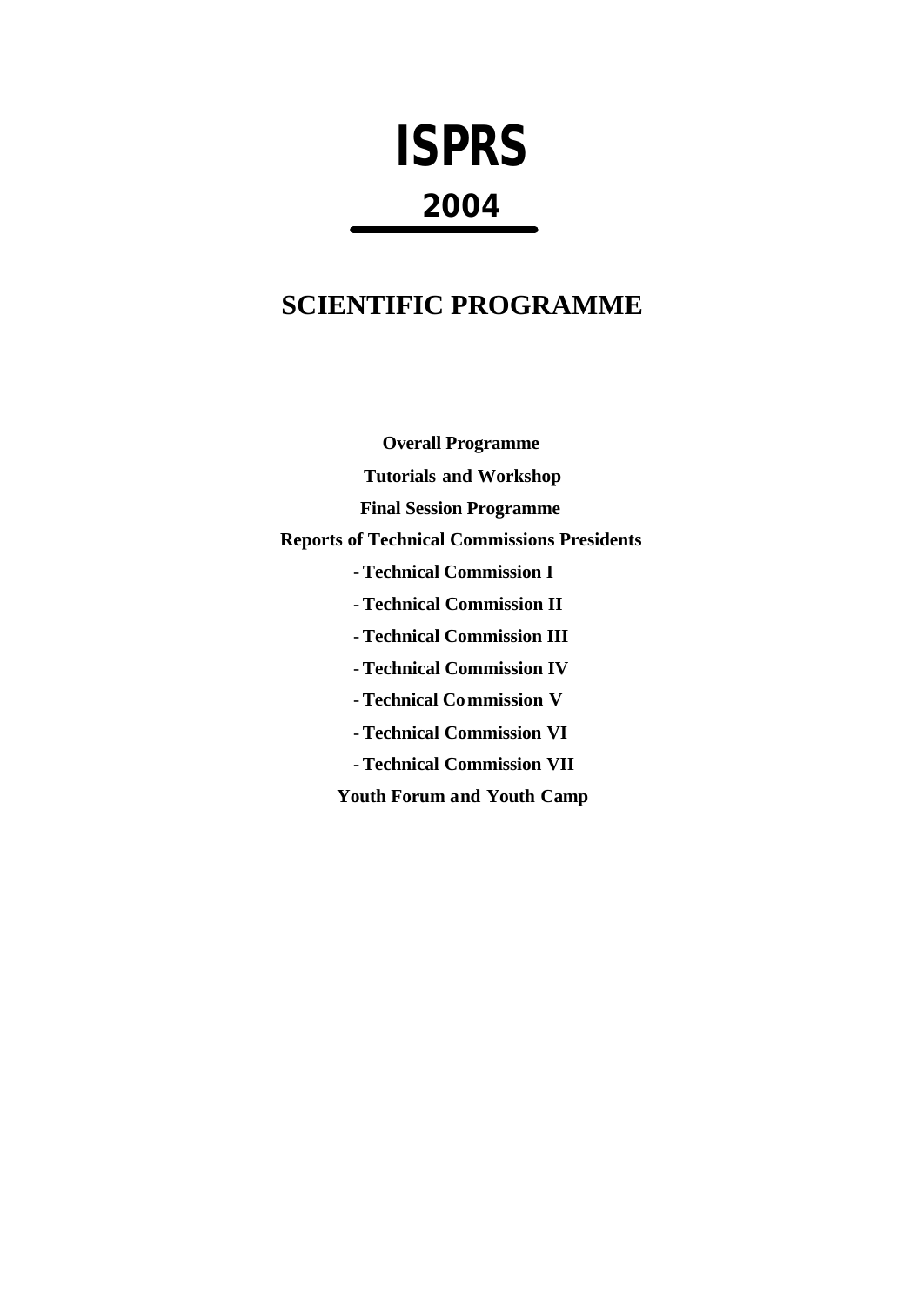# ISPRS

## 2004

## SCIENTIFIC PROGRAMME

**Overall Programme**

**Tutorials and Workshop**

**Final Session Programme**

**Reports of Technical Commissions Presidents**

- **Technical Commission I**
- **Technical Commission II**
- **Technical Commission III**
- **Technical Commission IV**
- **Technical Commission V**
- **Technical Commission VI**
- **Technical Commission VII**

**Youth Forum and Youth Camp**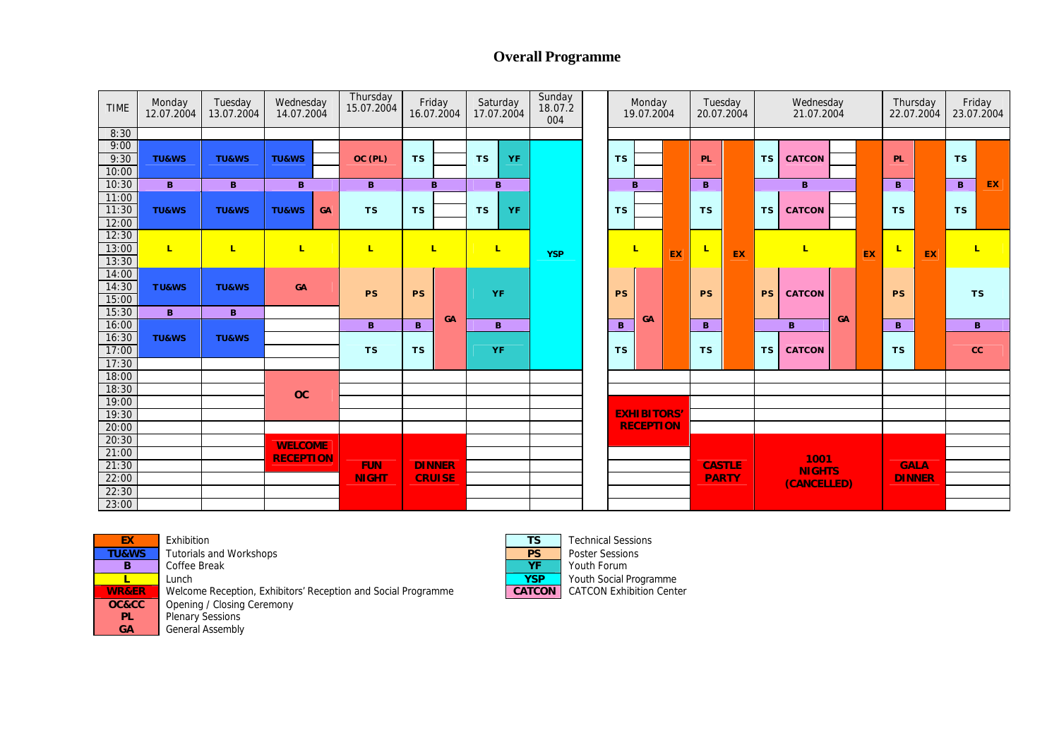# Overall Programme

| TIME | Monday 12.07.2004 | Tuesday 13.07.2004 | Wednesday 14.07.2004 | Thursday 15.07.2004 | Friday 16.07.2004 | Saturday 17.07.2004 | Sunday 18.07.2004 | Monday 19.07.2004 | Tuesday 20.07.2004 | Wednesday 21.07.2004 | Thursday 22.07.2004 | Friday 23.07.2004 |
|---|---|---|---|---|---|---|---|---|---|---|---|---|
| 8:30 | | | | | | | | | | | | |
| 9:00–10:00 | TU&WS | TU&WS | TU&WS | OC (PL) | TS | TS / YF | YSP | TS / EX | PL / EX | TS / CATCON / EX | PL / EX | TS / EX |
| 10:30 | B | B | B | B | B | B | YSP | B / EX | B / EX | B / EX | B / EX | B / EX |
| 11:00–12:00 | TU&WS | TU&WS | TU&WS / GA | TS | TS | TS / YF | YSP | TS / EX | TS / EX | TS / CATCON / EX | TS / EX | TS / EX |
| 12:30–13:30 | L | L | L | L | L | L | YSP | L / EX | L / EX | L / EX | L / EX | L |
| 14:00–15:00 | TU&WS | TU&WS | GA | PS | PS / GA | YF | YSP | PS / GA / EX | PS / EX | PS / CATCON / GA / EX | PS / EX | TS |
| 15:30 | B | B | | PS | PS / GA | YF | YSP | PS / GA / EX | PS / EX | PS / CATCON / GA / EX | PS / EX | TS |
| 16:00 | TU&WS | TU&WS | | B | B / GA | B | YSP | B / GA / EX | B / EX | B / GA / EX | B / EX | B |
| 16:30–17:00 | TU&WS | TU&WS | | TS | TS / GA | YF | YSP | TS / GA / EX | TS / EX | TS / CATCON / GA / EX | TS / EX | CC |
| 17:30 | | | | | | | | | | | | |
| 18:00–19:00 | | | OC | | | | | | | | | |
| 19:30–20:00 | | | | | | | | EXHIBITORS' RECEPTION | | | | |
| 20:30–21:00 | | | WELCOME RECEPTION | FUN NIGHT | DINNER CRUISE | | | | CASTLE PARTY | 1001 NIGHTS (CANCELLED) | GALA DINNER | |
| 21:30–23:00 | | | | FUN NIGHT | DINNER CRUISE | | | | CASTLE PARTY | 1001 NIGHTS (CANCELLED) | GALA DINNER | |

| Code | Meaning |
|---|---|
| EX | Exhibition |
| TU&WS | Tutorials and Workshops |
| B | Coffee Break |
| L | Lunch |
| WR&ER | Welcome Reception, Exhibitors' Reception and Social Programme |
| OC&CC | Opening / Closing Ceremony |
| PL | Plenary Sessions |
| GA | General Assembly |
| TS | Technical Sessions |
| PS | Poster Sessions |
| YF | Youth Forum |
| YSP | Youth Social Programme |
| CATCON | CATCON Exhibition Center |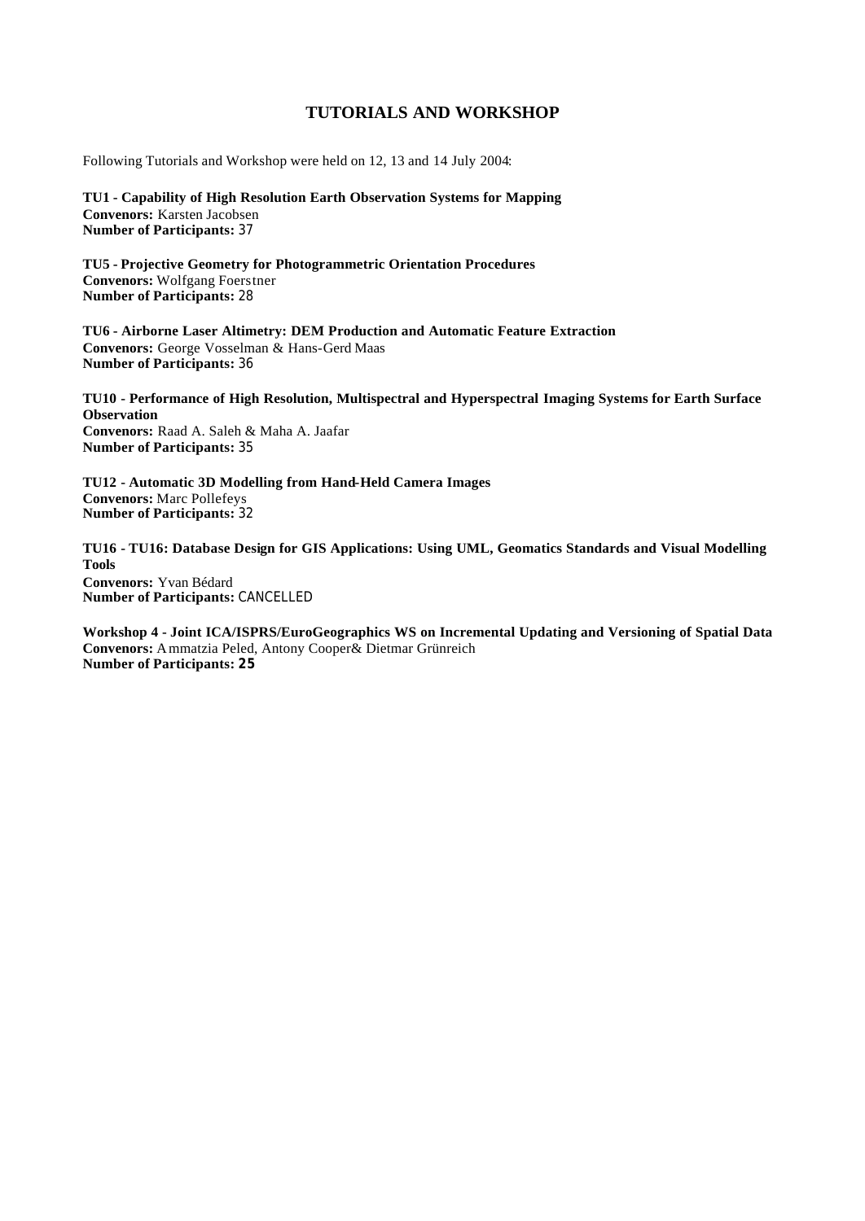# TUTORIALS AND WORKSHOP

Following Tutorials and Workshop were held on 12, 13 and 14 July 2004:

**TU1 - Capability of High Resolution Earth Observation Systems for Mapping**
**Convenors:** Karsten Jacobsen
**Number of Participants:** 37

**TU5 - Projective Geometry for Photogrammetric Orientation Procedures**
**Convenors:** Wolfgang Foerstner
**Number of Participants:** 28

**TU6 - Airborne Laser Altimetry: DEM Production and Automatic Feature Extraction**
**Convenors:** George Vosselman & Hans-Gerd Maas
**Number of Participants:** 36

**TU10 - Performance of High Resolution, Multispectral and Hyperspectral Imaging Systems for Earth Surface Observation**
**Convenors:** Raad A. Saleh & Maha A. Jaafar
**Number of Participants:** 35

**TU12 - Automatic 3D Modelling from Hand-Held Camera Images**
**Convenors:** Marc Pollefeys
**Number of Participants:** 32

**TU16 - TU16: Database Design for GIS Applications: Using UML, Geomatics Standards and Visual Modelling Tools**
**Convenors:** Yvan Bédard
**Number of Participants:** CANCELLED

**Workshop 4 - Joint ICA/ISPRS/EuroGeographics WS on Incremental Updating and Versioning of Spatial Data**
**Convenors:** Ammatzia Peled, Antony Cooper& Dietmar Grünreich
**Number of Participants:** **25**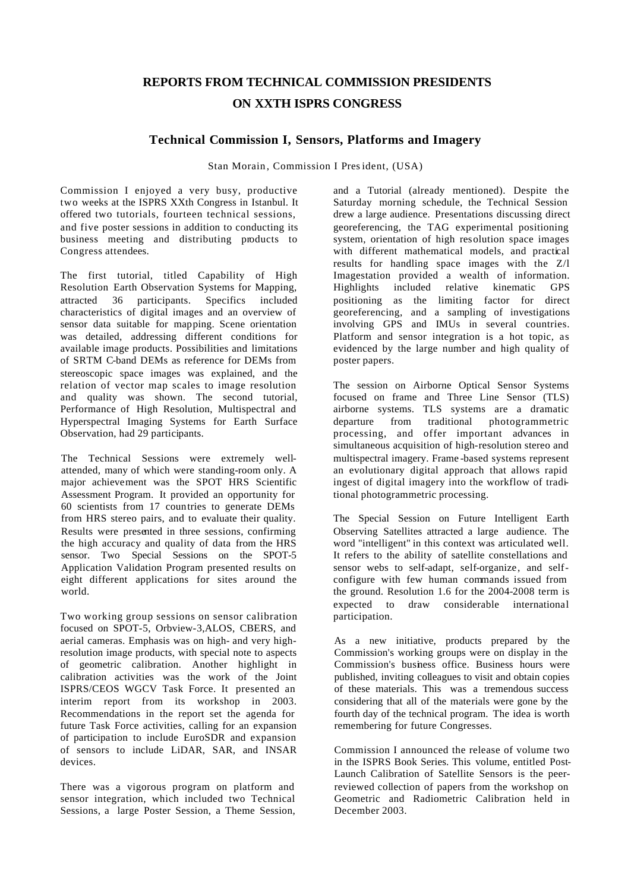# REPORTS FROM TECHNICAL COMMISSION PRESIDENTS ON XXTH ISPRS CONGRESS

## Technical Commission I, Sensors, Platforms and Imagery

Stan Morain, Commission I President, (USA)

Commission I enjoyed a very busy, productive two weeks at the ISPRS XXth Congress in Istanbul. It offered two tutorials, fourteen technical sessions, and five poster sessions in addition to conducting its business meeting and distributing products to Congress attendees.

The first tutorial, titled Capability of High Resolution Earth Observation Systems for Mapping, attracted 36 participants. Specifics included characteristics of digital images and an overview of sensor data suitable for mapping. Scene orientation was detailed, addressing different conditions for available image products. Possibilities and limitations of SRTM C-band DEMs as reference for DEMs from stereoscopic space images was explained, and the relation of vector map scales to image resolution and quality was shown. The second tutorial, Performance of High Resolution, Multispectral and Hyperspectral Imaging Systems for Earth Surface Observation, had 29 participants.

The Technical Sessions were extremely well-attended, many of which were standing-room only. A major achievement was the SPOT HRS Scientific Assessment Program. It provided an opportunity for 60 scientists from 17 countries to generate DEMs from HRS stereo pairs, and to evaluate their quality. Results were presented in three sessions, confirming the high accuracy and quality of data from the HRS sensor. Two Special Sessions on the SPOT-5 Application Validation Program presented results on eight different applications for sites around the world.

Two working group sessions on sensor calibration focused on SPOT-5, Orbview-3,ALOS, CBERS, and aerial cameras. Emphasis was on high- and very high-resolution image products, with special note to aspects of geometric calibration. Another highlight in calibration activities was the work of the Joint ISPRS/CEOS WGCV Task Force. It presented an interim report from its workshop in 2003. Recommendations in the report set the agenda for future Task Force activities, calling for an expansion of participation to include EuroSDR and expansion of sensors to include LiDAR, SAR, and INSAR devices.

There was a vigorous program on platform and sensor integration, which included two Technical Sessions, a large Poster Session, a Theme Session, and a Tutorial (already mentioned). Despite the Saturday morning schedule, the Technical Session drew a large audience. Presentations discussing direct georeferencing, the TAG experimental positioning system, orientation of high resolution space images with different mathematical models, and practical results for handling space images with the Z/I Imagestation provided a wealth of information. Highlights included relative kinematic GPS positioning as the limiting factor for direct georeferencing, and a sampling of investigations involving GPS and IMUs in several countries. Platform and sensor integration is a hot topic, as evidenced by the large number and high quality of poster papers.

The session on Airborne Optical Sensor Systems focused on frame and Three Line Sensor (TLS) airborne systems. TLS systems are a dramatic departure from traditional photogrammetric processing, and offer important advances in simultaneous acquisition of high-resolution stereo and multispectral imagery. Frame-based systems represent an evolutionary digital approach that allows rapid ingest of digital imagery into the workflow of traditional photogrammetric processing.

The Special Session on Future Intelligent Earth Observing Satellites attracted a large audience. The word "intelligent" in this context was articulated well. It refers to the ability of satellite constellations and sensor webs to self-adapt, self-organize, and self-configure with few human commands issued from the ground. Resolution 1.6 for the 2004-2008 term is expected to draw considerable international participation.

As a new initiative, products prepared by the Commission's working groups were on display in the Commission's business office. Business hours were published, inviting colleagues to visit and obtain copies of these materials. This was a tremendous success considering that all of the materials were gone by the fourth day of the technical program. The idea is worth remembering for future Congresses.

Commission I announced the release of volume two in the ISPRS Book Series. This volume, entitled Post-Launch Calibration of Satellite Sensors is the peer-reviewed collection of papers from the workshop on Geometric and Radiometric Calibration held in December 2003.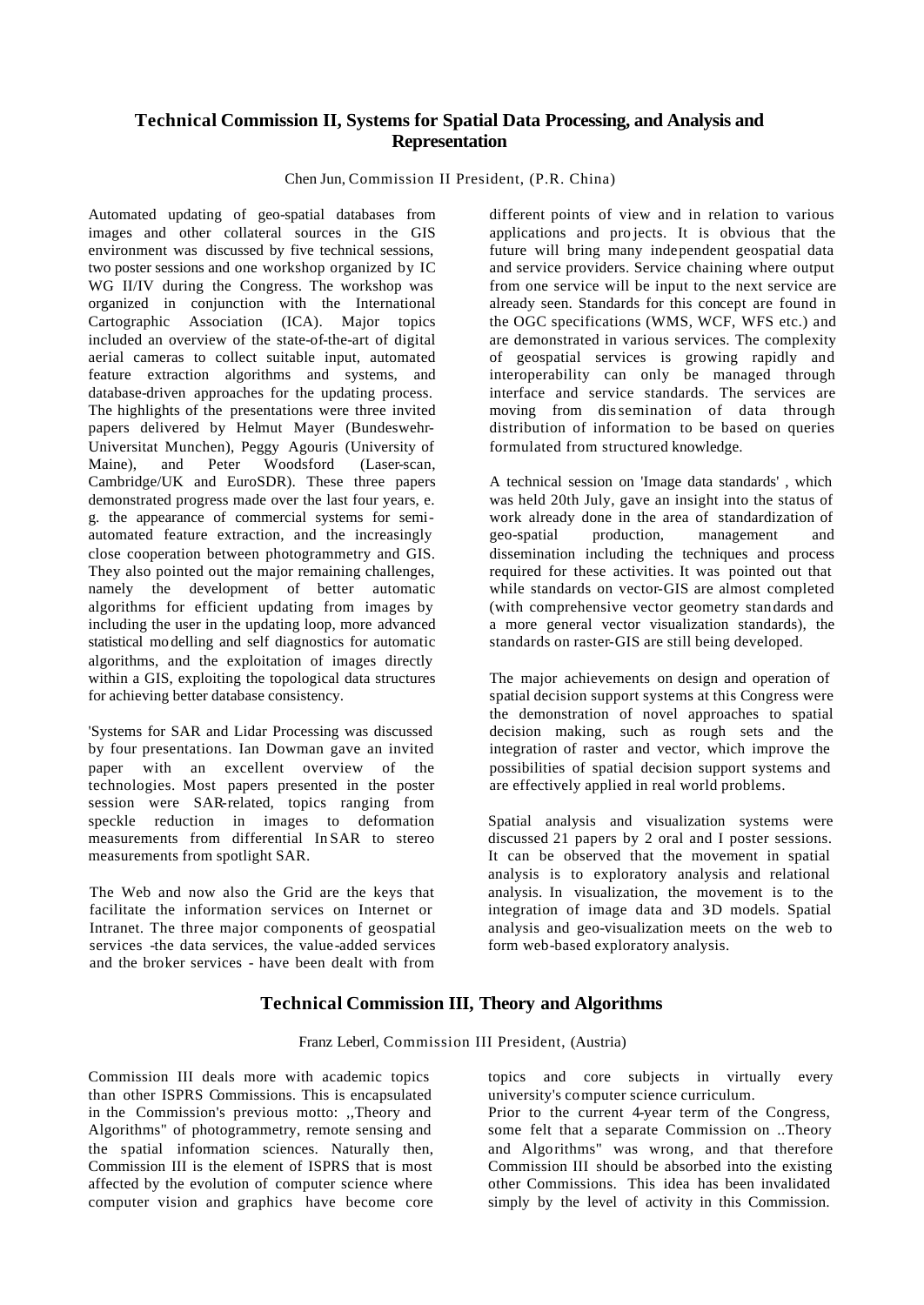## Technical Commission II, Systems for Spatial Data Processing, and Analysis and Representation

Chen Jun, Commission II President, (P.R. China)

Automated updating of geo-spatial databases from images and other collateral sources in the GIS environment was discussed by five technical sessions, two poster sessions and one workshop organized by IC WG II/IV during the Congress. The workshop was organized in conjunction with the International Cartographic Association (ICA). Major topics included an overview of the state-of-the-art of digital aerial cameras to collect suitable input, automated feature extraction algorithms and systems, and database-driven approaches for the updating process. The highlights of the presentations were three invited papers delivered by Helmut Mayer (Bundeswehr-Universitat Munchen), Peggy Agouris (University of Maine), and Peter Woodsford (Laser-scan, Cambridge/UK and EuroSDR). These three papers demonstrated progress made over the last four years, e. g. the appearance of commercial systems for semi-automated feature extraction, and the increasingly close cooperation between photogrammetry and GIS. They also pointed out the major remaining challenges, namely the development of better automatic algorithms for efficient updating from images by including the user in the updating loop, more advanced statistical modelling and self diagnostics for automatic algorithms, and the exploitation of images directly within a GIS, exploiting the topological data structures for achieving better database consistency.

'Systems for SAR and Lidar Processing was discussed by four presentations. Ian Dowman gave an invited paper with an excellent overview of the technologies. Most papers presented in the poster session were SAR-related, topics ranging from speckle reduction in images to deformation measurements from differential InSAR to stereo measurements from spotlight SAR.

The Web and now also the Grid are the keys that facilitate the information services on Internet or Intranet. The three major components of geospatial services -the data services, the value-added services and the broker services - have been dealt with from different points of view and in relation to various applications and projects. It is obvious that the future will bring many independent geospatial data and service providers. Service chaining where output from one service will be input to the next service are already seen. Standards for this concept are found in the OGC specifications (WMS, WCF, WFS etc.) and are demonstrated in various services. The complexity of geospatial services is growing rapidly and interoperability can only be managed through interface and service standards. The services are moving from dissemination of data through distribution of information to be based on queries formulated from structured knowledge.

A technical session on 'Image data standards' , which was held 20th July, gave an insight into the status of work already done in the area of standardization of geo-spatial production, management and dissemination including the techniques and process required for these activities. It was pointed out that while standards on vector-GIS are almost completed (with comprehensive vector geometry standards and a more general vector visualization standards), the standards on raster-GIS are still being developed.

The major achievements on design and operation of spatial decision support systems at this Congress were the demonstration of novel approaches to spatial decision making, such as rough sets and the integration of raster and vector, which improve the possibilities of spatial decision support systems and are effectively applied in real world problems.

Spatial analysis and visualization systems were discussed 21 papers by 2 oral and I poster sessions. It can be observed that the movement in spatial analysis is to exploratory analysis and relational analysis. In visualization, the movement is to the integration of image data and 3-D models. Spatial analysis and geo-visualization meets on the web to form web-based exploratory analysis.

## Technical Commission III, Theory and Algorithms

Franz Leberl, Commission III President, (Austria)

Commission III deals more with academic topics than other ISPRS Commissions. This is encapsulated in the Commission's previous motto: ,,Theory and Algorithms" of photogrammetry, remote sensing and the spatial information sciences. Naturally then, Commission III is the element of ISPRS that is most affected by the evolution of computer science where computer vision and graphics have become core topics and core subjects in virtually every university's computer science curriculum.

Prior to the current 4-year term of the Congress, some felt that a separate Commission on ..Theory and Algorithms" was wrong, and that therefore Commission III should be absorbed into the existing other Commissions. This idea has been invalidated simply by the level of activity in this Commission.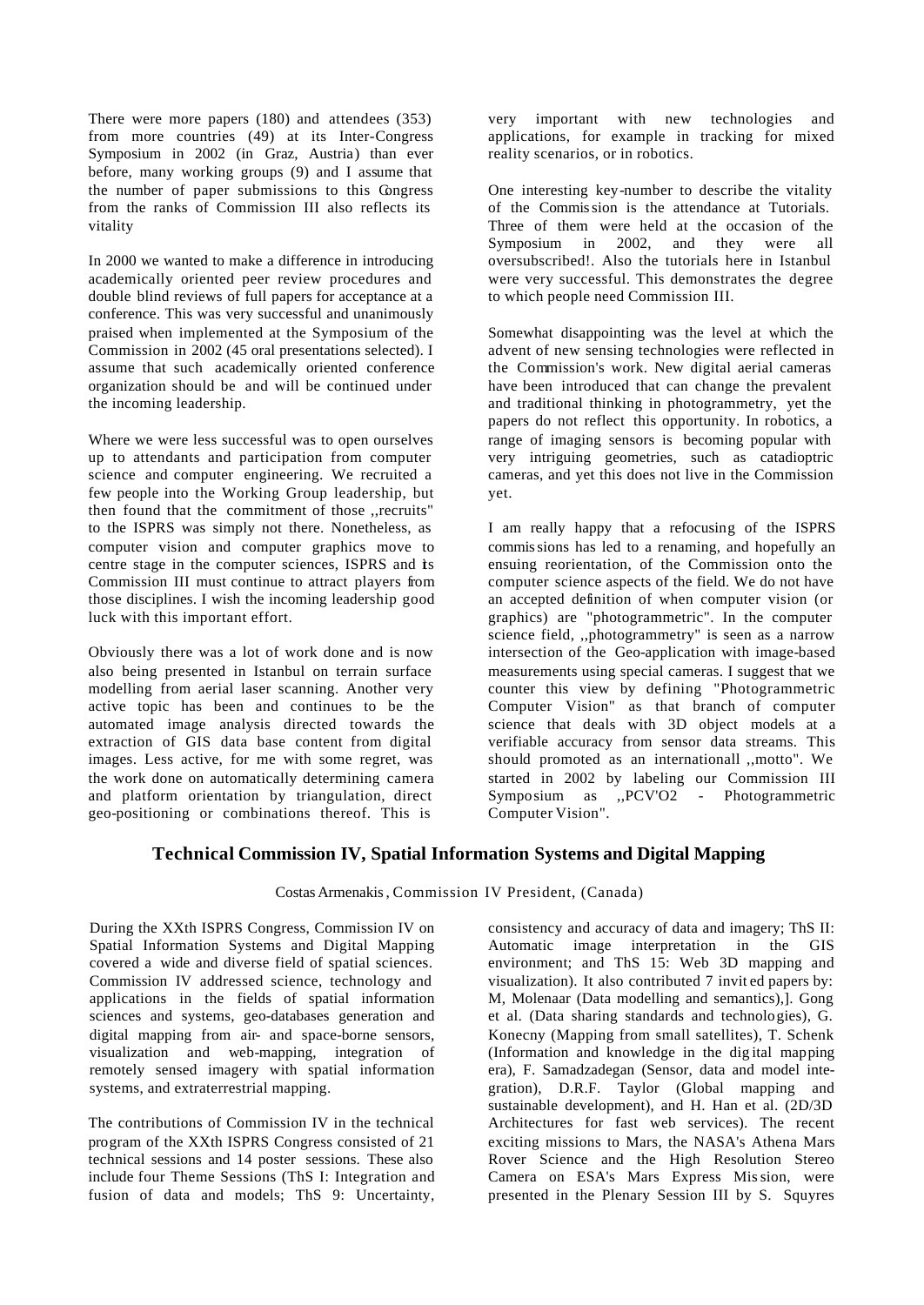There were more papers (180) and attendees (353) from more countries (49) at its Inter-Congress Symposium in 2002 (in Graz, Austria) than ever before, many working groups (9) and I assume that the number of paper submissions to this Congress from the ranks of Commission III also reflects its vitality

In 2000 we wanted to make a difference in introducing academically oriented peer review procedures and double blind reviews of full papers for acceptance at a conference. This was very successful and unanimously praised when implemented at the Symposium of the Commission in 2002 (45 oral presentations selected). I assume that such academically oriented conference organization should be and will be continued under the incoming leadership.

Where we were less successful was to open ourselves up to attendants and participation from computer science and computer engineering. We recruited a few people into the Working Group leadership, but then found that the commitment of those ,,recruits" to the ISPRS was simply not there. Nonetheless, as computer vision and computer graphics move to centre stage in the computer sciences, ISPRS and its Commission III must continue to attract players from those disciplines. I wish the incoming leadership good luck with this important effort.

Obviously there was a lot of work done and is now also being presented in Istanbul on terrain surface modelling from aerial laser scanning. Another very active topic has been and continues to be the automated image analysis directed towards the extraction of GIS data base content from digital images. Less active, for me with some regret, was the work done on automatically determining camera and platform orientation by triangulation, direct geo-positioning or combinations thereof. This is very important with new technologies and applications, for example in tracking for mixed reality scenarios, or in robotics.

One interesting key-number to describe the vitality of the Commission is the attendance at Tutorials. Three of them were held at the occasion of the Symposium in 2002, and they were all oversubscribed!. Also the tutorials here in Istanbul were very successful. This demonstrates the degree to which people need Commission III.

Somewhat disappointing was the level at which the advent of new sensing technologies were reflected in the Commission's work. New digital aerial cameras have been introduced that can change the prevalent and traditional thinking in photogrammetry, yet the papers do not reflect this opportunity. In robotics, a range of imaging sensors is becoming popular with very intriguing geometries, such as catadioptric cameras, and yet this does not live in the Commission yet.

I am really happy that a refocusing of the ISPRS commissions has led to a renaming, and hopefully an ensuing reorientation, of the Commission onto the computer science aspects of the field. We do not have an accepted definition of when computer vision (or graphics) are "photogrammetric". In the computer science field, ,,photogrammetry" is seen as a narrow intersection of the Geo-application with image-based measurements using special cameras. I suggest that we counter this view by defining "Photogrammetric Computer Vision" as that branch of computer science that deals with 3D object models at a verifiable accuracy from sensor data streams. This should promoted as an internationall ,,motto". We started in 2002 by labeling our Commission III Symposium as ,,PCV'O2 - Photogrammetric Computer Vision".

## Technical Commission IV, Spatial Information Systems and Digital Mapping

Costas Armenakis, Commission IV President, (Canada)

During the XXth ISPRS Congress, Commission IV on Spatial Information Systems and Digital Mapping covered a wide and diverse field of spatial sciences. Commission IV addressed science, technology and applications in the fields of spatial information sciences and systems, geo-databases generation and digital mapping from air- and space-borne sensors, visualization and web-mapping, integration of remotely sensed imagery with spatial information systems, and extraterrestrial mapping.

The contributions of Commission IV in the technical program of the XXth ISPRS Congress consisted of 21 technical sessions and 14 poster sessions. These also include four Theme Sessions (ThS I: Integration and fusion of data and models; ThS 9: Uncertainty, consistency and accuracy of data and imagery; ThS II: Automatic image interpretation in the GIS environment; and ThS 15: Web 3D mapping and visualization). It also contributed 7 invited papers by: M, Molenaar (Data modelling and semantics),]. Gong et al. (Data sharing standards and technologies), G. Konecny (Mapping from small satellites), T. Schenk (Information and knowledge in the digital mapping era), F. Samadzadegan (Sensor, data and model integration), D.R.F. Taylor (Global mapping and sustainable development), and H. Han et al. (2D/3D Architectures for fast web services). The recent exciting missions to Mars, the NASA's Athena Mars Rover Science and the High Resolution Stereo Camera on ESA's Mars Express Mission, were presented in the Plenary Session III by S. Squyres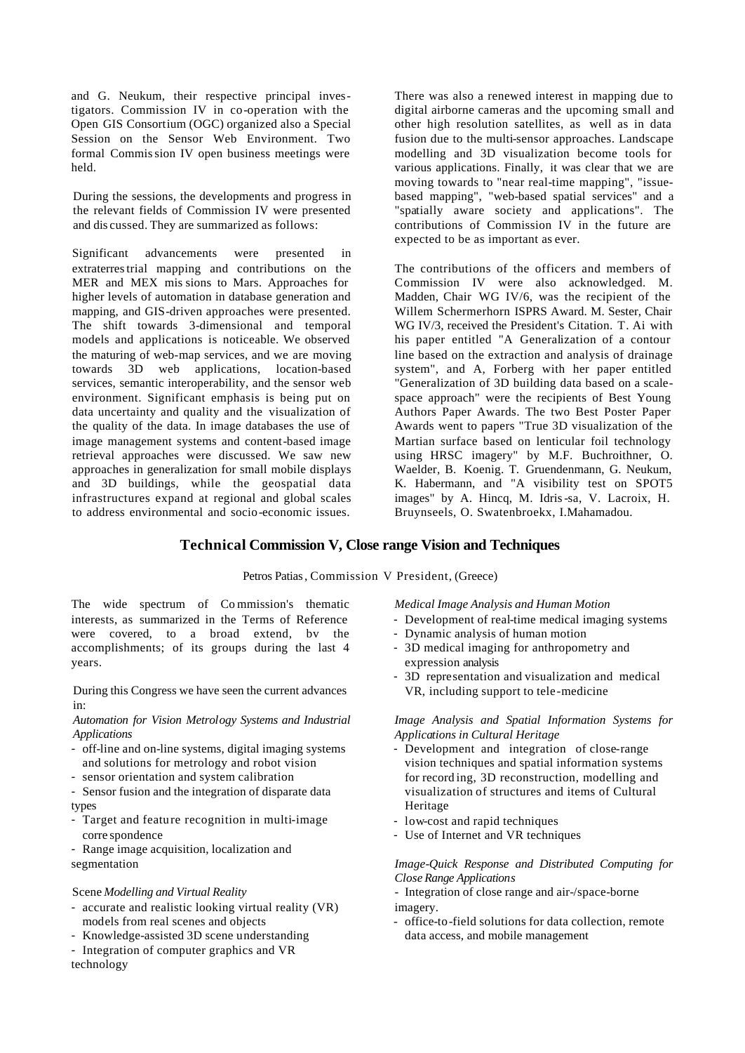and G. Neukum, their respective principal investigators. Commission IV in co-operation with the Open GIS Consortium (OGC) organized also a Special Session on the Sensor Web Environment. Two formal Commission IV open business meetings were held.

During the sessions, the developments and progress in the relevant fields of Commission IV were presented and discussed. They are summarized as follows:

Significant advancements were presented in extraterrestrial mapping and contributions on the MER and MEX missions to Mars. Approaches for higher levels of automation in database generation and mapping, and GIS-driven approaches were presented. The shift towards 3-dimensional and temporal models and applications is noticeable. We observed the maturing of web-map services, and we are moving towards 3D web applications, location-based services, semantic interoperability, and the sensor web environment. Significant emphasis is being put on data uncertainty and quality and the visualization of the quality of the data. In image databases the use of image management systems and content-based image retrieval approaches were discussed. We saw new approaches in generalization for small mobile displays and 3D buildings, while the geospatial data infrastructures expand at regional and global scales to address environmental and socio-economic issues.

There was also a renewed interest in mapping due to digital airborne cameras and the upcoming small and other high resolution satellites, as well as in data fusion due to the multi-sensor approaches. Landscape modelling and 3D visualization become tools for various applications. Finally, it was clear that we are moving towards to "near real-time mapping", "issue-based mapping", "web-based spatial services" and a "spatially aware society and applications". The contributions of Commission IV in the future are expected to be as important as ever.

The contributions of the officers and members of Commission IV were also acknowledged. M. Madden, Chair WG IV/6, was the recipient of the Willem Schermerhorn ISPRS Award. M. Sester, Chair WG IV/3, received the President's Citation. T. Ai with his paper entitled "A Generalization of a contour line based on the extraction and analysis of drainage system", and A, Forberg with her paper entitled "Generalization of 3D building data based on a scale-space approach" were the recipients of Best Young Authors Paper Awards. The two Best Poster Paper Awards went to papers "True 3D visualization of the Martian surface based on lenticular foil technology using HRSC imagery" by M.F. Buchroithner, O. Waelder, B. Koenig. T. Gruendenmann, G. Neukum, K. Habermann, and "A visibility test on SPOT5 images" by A. Hincq, M. Idris-sa, V. Lacroix, H. Bruynseels, O. Swatenbroekx, I.Mahamadou.

## Technical Commission V, Close range Vision and Techniques

Petros Patias, Commission V President, (Greece)

The wide spectrum of Commission's thematic interests, as summarized in the Terms of Reference were covered, to a broad extend, bv the accomplishments; of its groups during the last 4 years.

During this Congress we have seen the current advances in:

*Automation for Vision Metrology Systems and Industrial Applications*

- off-line and on-line systems, digital imaging systems and solutions for metrology and robot vision
- sensor orientation and system calibration
- Sensor fusion and the integration of disparate data types
- Target and feature recognition in multi-image correspondence
- Range image acquisition, localization and segmentation

Scene *Modelling and Virtual Reality*

- accurate and realistic looking virtual reality (VR) models from real scenes and objects
- Knowledge-assisted 3D scene understanding
- Integration of computer graphics and VR technology

*Medical Image Analysis and Human Motion*

- Development of real-time medical imaging systems
- Dynamic analysis of human motion
- 3D medical imaging for anthropometry and expression analysis
- 3D representation and visualization and medical VR, including support to tele-medicine

*Image Analysis and Spatial Information Systems for Applications in Cultural Heritage*

- Development and integration of close-range vision techniques and spatial information systems for recording, 3D reconstruction, modelling and visualization of structures and items of Cultural Heritage
- low-cost and rapid techniques
- Use of Internet and VR techniques

*Image-Quick Response and Distributed Computing for Close Range Applications*

- Integration of close range and air-/space-borne imagery.
- office-to-field solutions for data collection, remote data access, and mobile management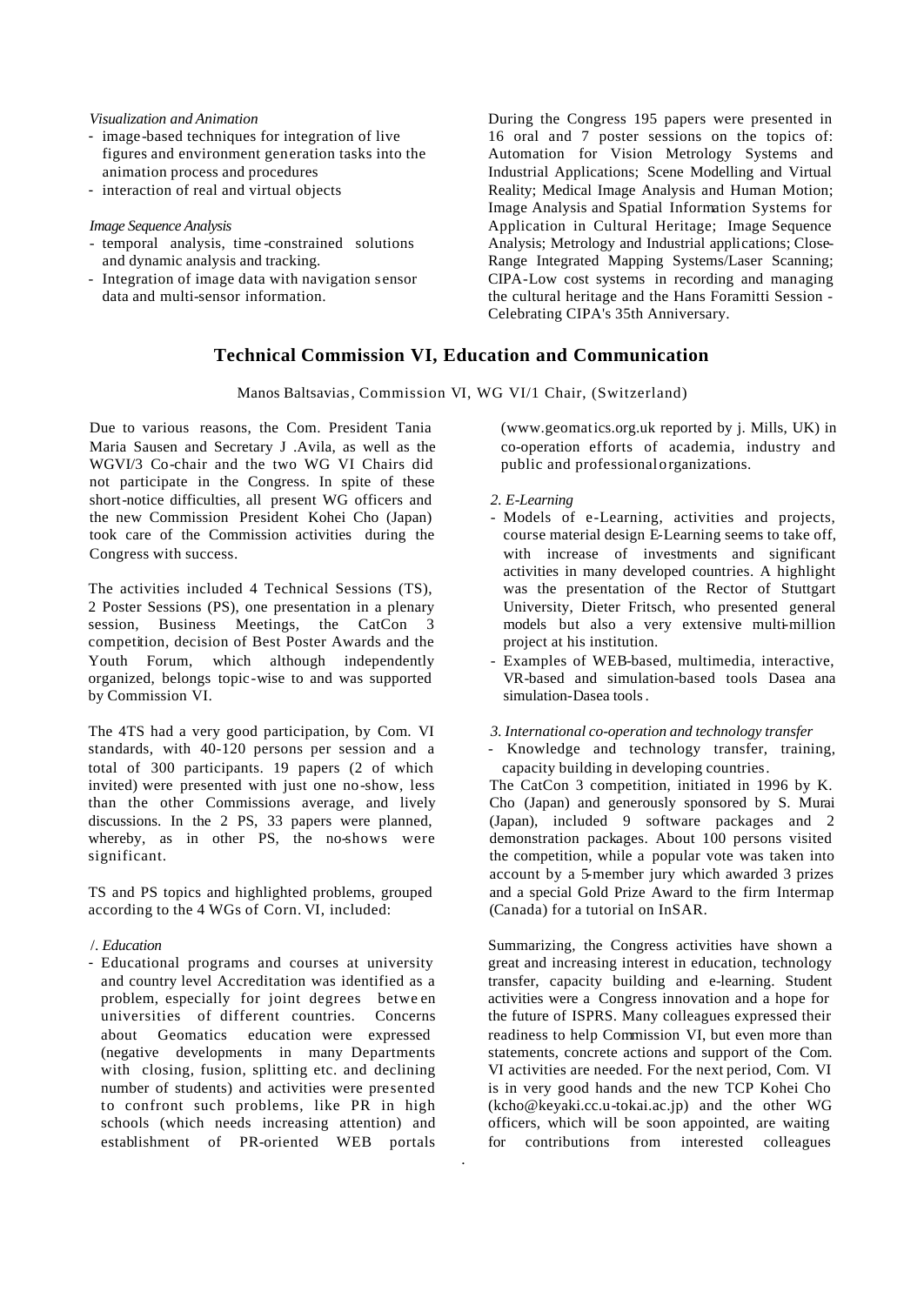*Visualization and Animation*

- image-based techniques for integration of live figures and environment generation tasks into the animation process and procedures
- interaction of real and virtual objects

*Image Sequence Analysis*

- temporal analysis, time-constrained solutions and dynamic analysis and tracking.
- Integration of image data with navigation sensor data and multi-sensor information.

During the Congress 195 papers were presented in 16 oral and 7 poster sessions on the topics of: Automation for Vision Metrology Systems and Industrial Applications; Scene Modelling and Virtual Reality; Medical Image Analysis and Human Motion; Image Analysis and Spatial Information Systems for Application in Cultural Heritage; Image Sequence Analysis; Metrology and Industrial applications; Close-Range Integrated Mapping Systems/Laser Scanning; CIPA-Low cost systems in recording and managing the cultural heritage and the Hans Foramitti Session - Celebrating CIPA's 35th Anniversary.

## Technical Commission VI, Education and Communication

Manos Baltsavias, Commission VI, WG VI/1 Chair, (Switzerland)

Due to various reasons, the Com. President Tania Maria Sausen and Secretary J .Avila, as well as the WGVI/3 Co-chair and the two WG VI Chairs did not participate in the Congress. In spite of these short-notice difficulties, all present WG officers and the new Commission President Kohei Cho (Japan) took care of the Commission activities during the Congress with success.

The activities included 4 Technical Sessions (TS), 2 Poster Sessions (PS), one presentation in a plenary session, Business Meetings, the CatCon 3 competition, decision of Best Poster Awards and the Youth Forum, which although independently organized, belongs topic-wise to and was supported by Commission VI.

The 4TS had a very good participation, by Com. VI standards, with 40-120 persons per session and a total of 300 participants. 19 papers (2 of which invited) were presented with just one no-show, less than the other Commissions average, and lively discussions. In the 2 PS, 33 papers were planned, whereby, as in other PS, the no-shows were significant.

TS and PS topics and highlighted problems, grouped according to the 4 WGs of Corn. VI, included:

*/. Education*

- Educational programs and courses at university and country level Accreditation was identified as a problem, especially for joint degrees betwe en universities of different countries. Concerns about Geomatics education were expressed (negative developments in many Departments with closing, fusion, splitting etc. and declining number of students) and activities were presented to confront such problems, like PR in high schools (which needs increasing attention) and establishment of PR-oriented WEB portals (www.geomatics.org.uk reported by j. Mills, UK) in co-operation efforts of academia, industry and public and professional organizations.

*2. E-Learning*

- Models of e-Learning, activities and projects, course material design E-Learning seems to take off, with increase of investments and significant activities in many developed countries. A highlight was the presentation of the Rector of Stuttgart University, Dieter Fritsch, who presented general models but also a very extensive multi-million project at his institution.
- Examples of WEB-based, multimedia, interactive, VR-based and simulation-based tools Dasea ana simulation-Dasea tools.

*3. International co-operation and technology transfer*

- Knowledge and technology transfer, training, capacity building in developing countries.

The CatCon 3 competition, initiated in 1996 by K. Cho (Japan) and generously sponsored by S. Murai (Japan), included 9 software packages and 2 demonstration packages. About 100 persons visited the competition, while a popular vote was taken into account by a 5-member jury which awarded 3 prizes and a special Gold Prize Award to the firm Intermap (Canada) for a tutorial on InSAR.

Summarizing, the Congress activities have shown a great and increasing interest in education, technology transfer, capacity building and e-learning. Student activities were a Congress innovation and a hope for the future of ISPRS. Many colleagues expressed their readiness to help Commission VI, but even more than statements, concrete actions and support of the Com. VI activities are needed. For the next period, Com. VI is in very good hands and the new TCP Kohei Cho (kcho@keyaki.cc.u-tokai.ac.jp) and the other WG officers, which will be soon appointed, are waiting for contributions from interested colleagues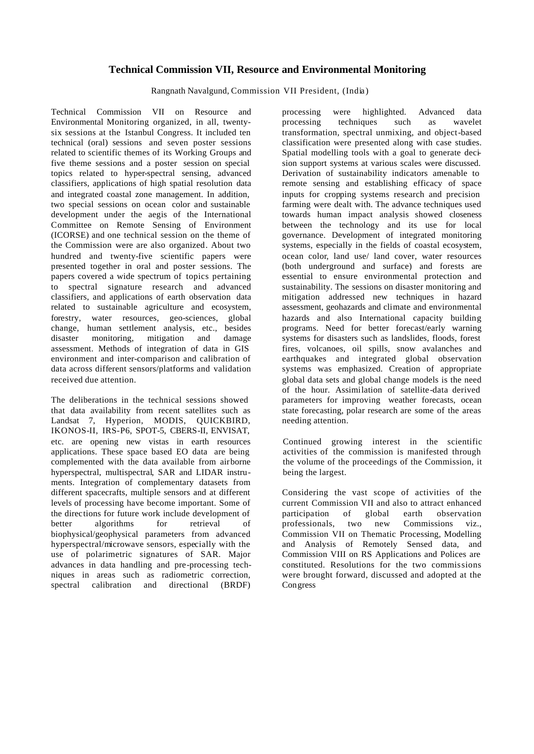## Technical Commission VII, Resource and Environmental Monitoring

Rangnath Navalgund, Commission VII President, (India)

Technical Commission VII on Resource and Environmental Monitoring organized, in all, twenty-six sessions at the Istanbul Congress. It included ten technical (oral) sessions and seven poster sessions related to scientific themes of its Working Groups and five theme sessions and a poster session on special topics related to hyper-spectral sensing, advanced classifiers, applications of high spatial resolution data and integrated coastal zone management. In addition, two special sessions on ocean color and sustainable development under the aegis of the International Committee on Remote Sensing of Environment (ICORSE) and one technical session on the theme of the Commission were are also organized. About two hundred and twenty-five scientific papers were presented together in oral and poster sessions. The papers covered a wide spectrum of topics pertaining to spectral signature research and advanced classifiers, and applications of earth observation data related to sustainable agriculture and ecosystem, forestry, water resources, geo-sciences, global change, human settlement analysis, etc., besides disaster monitoring, mitigation and damage assessment. Methods of integration of data in GIS environment and inter-comparison and calibration of data across different sensors/platforms and validation received due attention.

The deliberations in the technical sessions showed that data availability from recent satellites such as Landsat 7, Hyperion, MODIS, QUICKBIRD, IKONOS-II, IRS-P6, SPOT-5, CBERS-II, ENVISAT, etc. are opening new vistas in earth resources applications. These space based EO data are being complemented with the data available from airborne hyperspectral, multispectral, SAR and LIDAR instruments. Integration of complementary datasets from different spacecrafts, multiple sensors and at different levels of processing have become important. Some of the directions for future work include development of better algorithms for retrieval of biophysical/geophysical parameters from advanced hyperspectral/microwave sensors, especially with the use of polarimetric signatures of SAR. Major advances in data handling and pre-processing techniques in areas such as radiometric correction, spectral calibration and directional (BRDF) processing were highlighted. Advanced data processing techniques such as wavelet transformation, spectral unmixing, and object-based classification were presented along with case studies. Spatial modelling tools with a goal to generate decision support systems at various scales were discussed. Derivation of sustainability indicators amenable to remote sensing and establishing efficacy of space inputs for cropping systems research and precision farming were dealt with. The advance techniques used towards human impact analysis showed closeness between the technology and its use for local governance. Development of integrated monitoring systems, especially in the fields of coastal ecosystem, ocean color, land use/ land cover, water resources (both underground and surface) and forests are essential to ensure environmental protection and sustainability. The sessions on disaster monitoring and mitigation addressed new techniques in hazard assessment, geohazards and climate and environmental hazards and also International capacity building programs. Need for better forecast/early warning systems for disasters such as landslides, floods, forest fires, volcanoes, oil spills, snow avalanches and earthquakes and integrated global observation systems was emphasized. Creation of appropriate global data sets and global change models is the need of the hour. Assimilation of satellite-data derived parameters for improving weather forecasts, ocean state forecasting, polar research are some of the areas needing attention.

Continued growing interest in the scientific activities of the commission is manifested through the volume of the proceedings of the Commission, it being the largest.

Considering the vast scope of activities of the current Commission VII and also to attract enhanced participation of global earth observation professionals, two new Commissions viz., Commission VII on Thematic Processing, Modelling and Analysis of Remotely Sensed data, and Commission VIII on RS Applications and Polices are constituted. Resolutions for the two commissions were brought forward, discussed and adopted at the Congress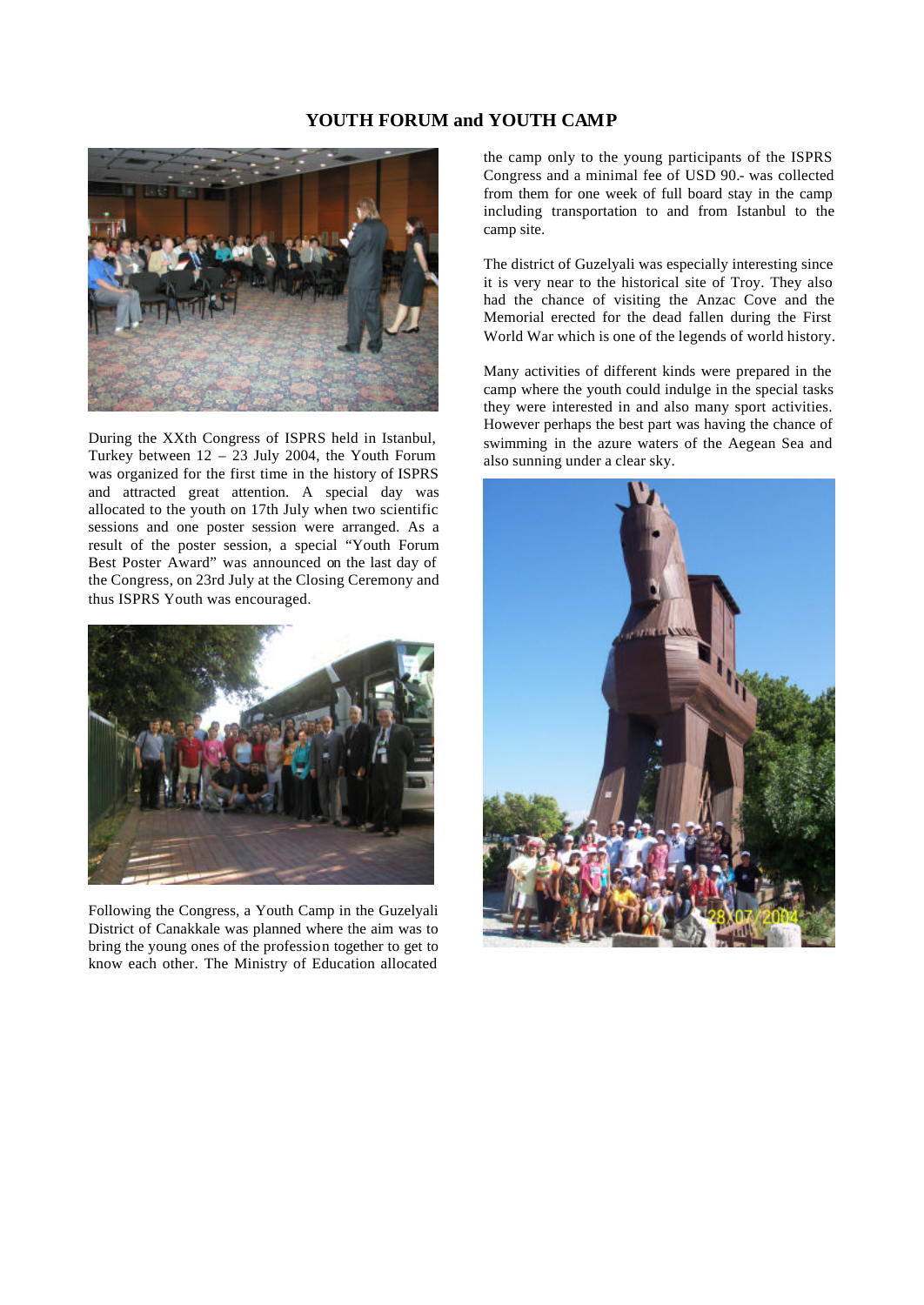# YOUTH FORUM and YOUTH CAMP

During the XXth Congress of ISPRS held in Istanbul, Turkey between 12 – 23 July 2004, the Youth Forum was organized for the first time in the history of ISPRS and attracted great attention. A special day was allocated to the youth on 17th July when two scientific sessions and one poster session were arranged. As a result of the poster session, a special "Youth Forum Best Poster Award" was announced on the last day of the Congress, on 23rd July at the Closing Ceremony and thus ISPRS Youth was encouraged.

Following the Congress, a Youth Camp in the Guzelyali District of Canakkale was planned where the aim was to bring the young ones of the profession together to get to know each other. The Ministry of Education allocated the camp only to the young participants of the ISPRS Congress and a minimal fee of USD 90.- was collected from them for one week of full board stay in the camp including transportation to and from Istanbul to the camp site.

The district of Guzelyali was especially interesting since it is very near to the historical site of Troy. They also had the chance of visiting the Anzac Cove and the Memorial erected for the dead fallen during the First World War which is one of the legends of world history.

Many activities of different kinds were prepared in the camp where the youth could indulge in the special tasks they were interested in and also many sport activities. However perhaps the best part was having the chance of swimming in the azure waters of the Aegean Sea and also sunning under a clear sky.